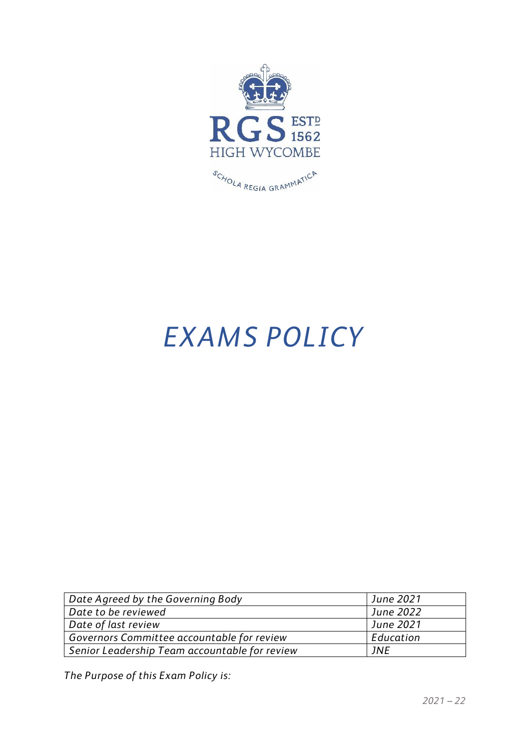RGS ESTD 1562
HIGH WYCOMBE
SCHOLA REGIA GRAMMATICA

# *EXAMS POLICY*

| *Date Agreed by the Governing Body* | *June 2021* |
|---|---|
| *Date to be reviewed* | *June 2022* |
| *Date of last review* | *June 2021* |
| *Governors Committee accountable for review* | *Education* |
| *Senior Leadership Team accountable for review* | *JNE* |

*The Purpose of this Exam Policy is:*

*2021 – 22*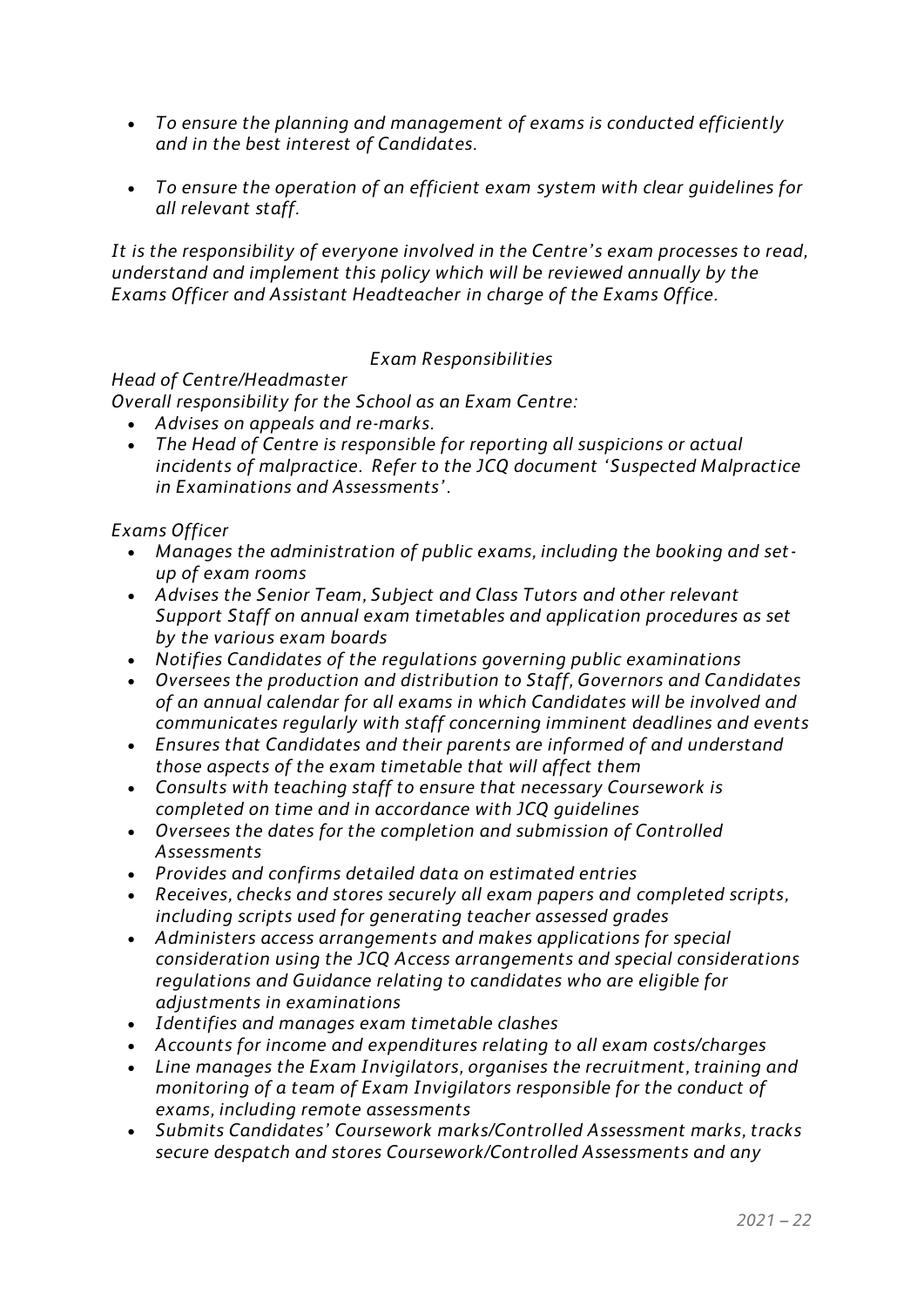- *To ensure the planning and management of exams is conducted efficiently and in the best interest of Candidates.*

- *To ensure the operation of an efficient exam system with clear guidelines for all relevant staff.*

*It is the responsibility of everyone involved in the Centre's exam processes to read, understand and implement this policy which will be reviewed annually by the Exams Officer and Assistant Headteacher in charge of the Exams Office.*

## *Exam Responsibilities*

*Head of Centre/Headmaster*

*Overall responsibility for the School as an Exam Centre:*

- *Advises on appeals and re-marks.*
- *The Head of Centre is responsible for reporting all suspicions or actual incidents of malpractice. Refer to the JCQ document 'Suspected Malpractice in Examinations and Assessments'.*

*Exams Officer*

- *Manages the administration of public exams, including the booking and set-up of exam rooms*
- *Advises the Senior Team, Subject and Class Tutors and other relevant Support Staff on annual exam timetables and application procedures as set by the various exam boards*
- *Notifies Candidates of the regulations governing public examinations*
- *Oversees the production and distribution to Staff, Governors and Candidates of an annual calendar for all exams in which Candidates will be involved and communicates regularly with staff concerning imminent deadlines and events*
- *Ensures that Candidates and their parents are informed of and understand those aspects of the exam timetable that will affect them*
- *Consults with teaching staff to ensure that necessary Coursework is completed on time and in accordance with JCQ guidelines*
- *Oversees the dates for the completion and submission of Controlled Assessments*
- *Provides and confirms detailed data on estimated entries*
- *Receives, checks and stores securely all exam papers and completed scripts, including scripts used for generating teacher assessed grades*
- *Administers access arrangements and makes applications for special consideration using the JCQ Access arrangements and special considerations regulations and Guidance relating to candidates who are eligible for adjustments in examinations*
- *Identifies and manages exam timetable clashes*
- *Accounts for income and expenditures relating to all exam costs/charges*
- *Line manages the Exam Invigilators, organises the recruitment, training and monitoring of a team of Exam Invigilators responsible for the conduct of exams, including remote assessments*
- *Submits Candidates' Coursework marks/Controlled Assessment marks, tracks secure despatch and stores Coursework/Controlled Assessments and any*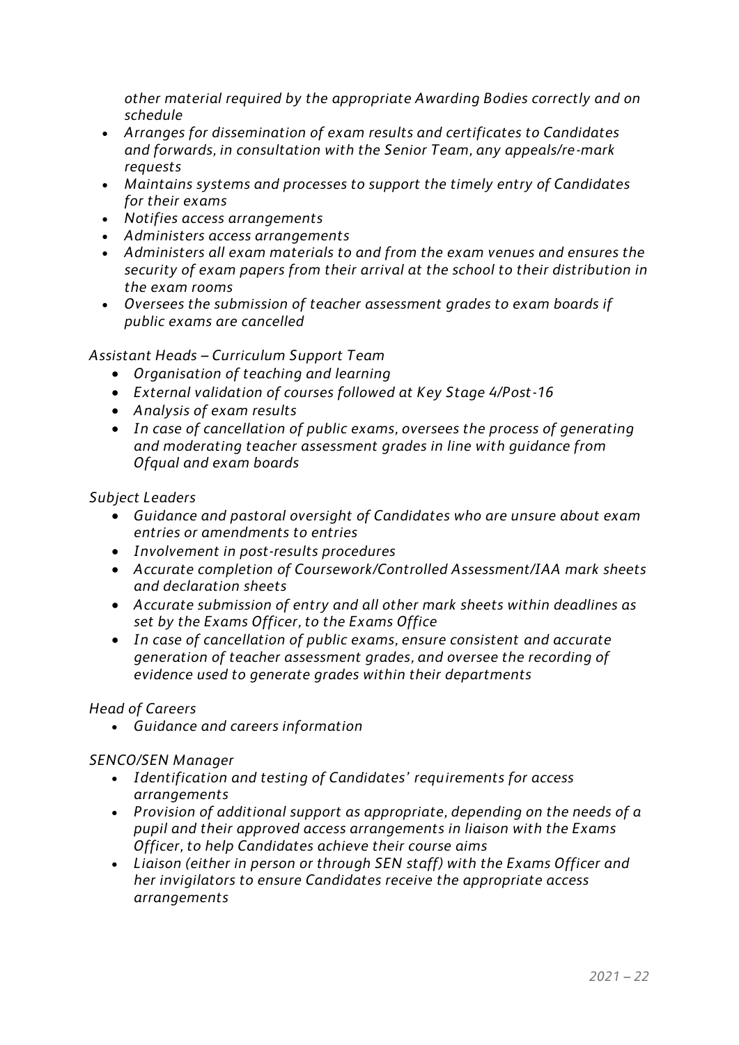*other material required by the appropriate Awarding Bodies correctly and on schedule*

- *Arranges for dissemination of exam results and certificates to Candidates and forwards, in consultation with the Senior Team, any appeals/re-mark requests*
- *Maintains systems and processes to support the timely entry of Candidates for their exams*
- *Notifies access arrangements*
- *Administers access arrangements*
- *Administers all exam materials to and from the exam venues and ensures the security of exam papers from their arrival at the school to their distribution in the exam rooms*
- *Oversees the submission of teacher assessment grades to exam boards if public exams are cancelled*

*Assistant Heads – Curriculum Support Team*

- *Organisation of teaching and learning*
- *External validation of courses followed at Key Stage 4/Post-16*
- *Analysis of exam results*
- *In case of cancellation of public exams, oversees the process of generating and moderating teacher assessment grades in line with guidance from Ofqual and exam boards*

*Subject Leaders*

- *Guidance and pastoral oversight of Candidates who are unsure about exam entries or amendments to entries*
- *Involvement in post-results procedures*
- *Accurate completion of Coursework/Controlled Assessment/IAA mark sheets and declaration sheets*
- *Accurate submission of entry and all other mark sheets within deadlines as set by the Exams Officer, to the Exams Office*
- *In case of cancellation of public exams, ensure consistent and accurate generation of teacher assessment grades, and oversee the recording of evidence used to generate grades within their departments*

*Head of Careers*

- *Guidance and careers information*

*SENCO/SEN Manager*

- *Identification and testing of Candidates' requirements for access arrangements*
- *Provision of additional support as appropriate, depending on the needs of a pupil and their approved access arrangements in liaison with the Exams Officer, to help Candidates achieve their course aims*
- *Liaison (either in person or through SEN staff) with the Exams Officer and her invigilators to ensure Candidates receive the appropriate access arrangements*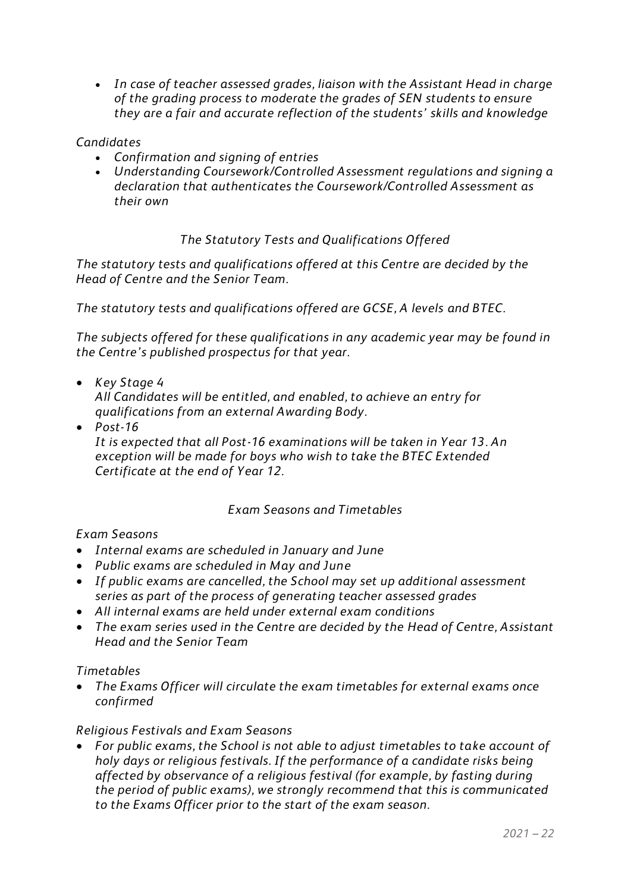- *In case of teacher assessed grades, liaison with the Assistant Head in charge of the grading process to moderate the grades of SEN students to ensure they are a fair and accurate reflection of the students' skills and knowledge*

*Candidates*

- *Confirmation and signing of entries*
- *Understanding Coursework/Controlled Assessment regulations and signing a declaration that authenticates the Coursework/Controlled Assessment as their own*

## *The Statutory Tests and Qualifications Offered*

*The statutory tests and qualifications offered at this Centre are decided by the Head of Centre and the Senior Team.*

*The statutory tests and qualifications offered are GCSE, A levels and BTEC.*

*The subjects offered for these qualifications in any academic year may be found in the Centre's published prospectus for that year.*

- *Key Stage 4*
  *All Candidates will be entitled, and enabled, to achieve an entry for qualifications from an external Awarding Body.*
- *Post-16*
  *It is expected that all Post-16 examinations will be taken in Year 13. An exception will be made for boys who wish to take the BTEC Extended Certificate at the end of Year 12.*

## *Exam Seasons and Timetables*

*Exam Seasons*

- *Internal exams are scheduled in January and June*
- *Public exams are scheduled in May and June*
- *If public exams are cancelled, the School may set up additional assessment series as part of the process of generating teacher assessed grades*
- *All internal exams are held under external exam conditions*
- *The exam series used in the Centre are decided by the Head of Centre, Assistant Head and the Senior Team*

*Timetables*

- *The Exams Officer will circulate the exam timetables for external exams once confirmed*

*Religious Festivals and Exam Seasons*

- *For public exams, the School is not able to adjust timetables to take account of holy days or religious festivals. If the performance of a candidate risks being affected by observance of a religious festival (for example, by fasting during the period of public exams), we strongly recommend that this is communicated to the Exams Officer prior to the start of the exam season.*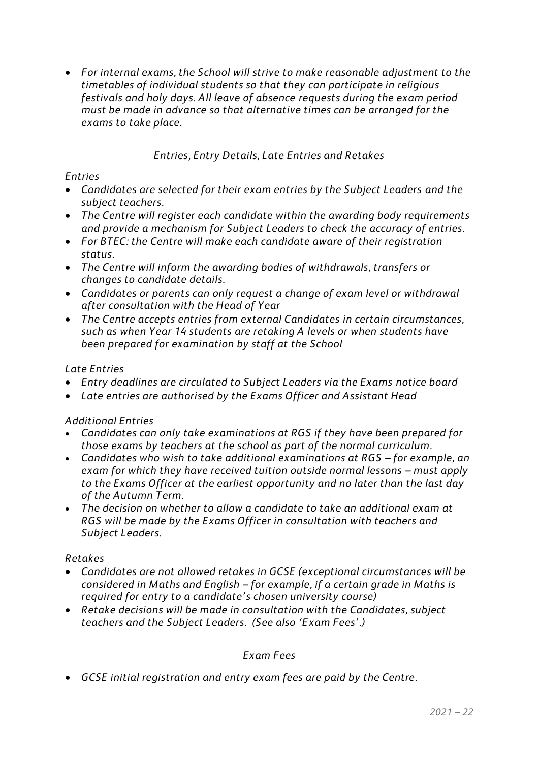- *For internal exams, the School will strive to make reasonable adjustment to the timetables of individual students so that they can participate in religious festivals and holy days. All leave of absence requests during the exam period must be made in advance so that alternative times can be arranged for the exams to take place.*

### *Entries, Entry Details, Late Entries and Retakes*

*Entries*

- *Candidates are selected for their exam entries by the Subject Leaders and the subject teachers.*
- *The Centre will register each candidate within the awarding body requirements and provide a mechanism for Subject Leaders to check the accuracy of entries.*
- *For BTEC: the Centre will make each candidate aware of their registration status.*
- *The Centre will inform the awarding bodies of withdrawals, transfers or changes to candidate details.*
- *Candidates or parents can only request a change of exam level or withdrawal after consultation with the Head of Year*
- *The Centre accepts entries from external Candidates in certain circumstances, such as when Year 14 students are retaking A levels or when students have been prepared for examination by staff at the School*

*Late Entries*

- *Entry deadlines are circulated to Subject Leaders via the Exams notice board*
- *Late entries are authorised by the Exams Officer and Assistant Head*

*Additional Entries*

- *Candidates can only take examinations at RGS if they have been prepared for those exams by teachers at the school as part of the normal curriculum.*
- *Candidates who wish to take additional examinations at RGS – for example, an exam for which they have received tuition outside normal lessons – must apply to the Exams Officer at the earliest opportunity and no later than the last day of the Autumn Term.*
- *The decision on whether to allow a candidate to take an additional exam at RGS will be made by the Exams Officer in consultation with teachers and Subject Leaders.*

*Retakes*

- *Candidates are not allowed retakes in GCSE (exceptional circumstances will be considered in Maths and English – for example, if a certain grade in Maths is required for entry to a candidate's chosen university course)*
- *Retake decisions will be made in consultation with the Candidates, subject teachers and the Subject Leaders. (See also 'Exam Fees'.)*

### *Exam Fees*

- *GCSE initial registration and entry exam fees are paid by the Centre.*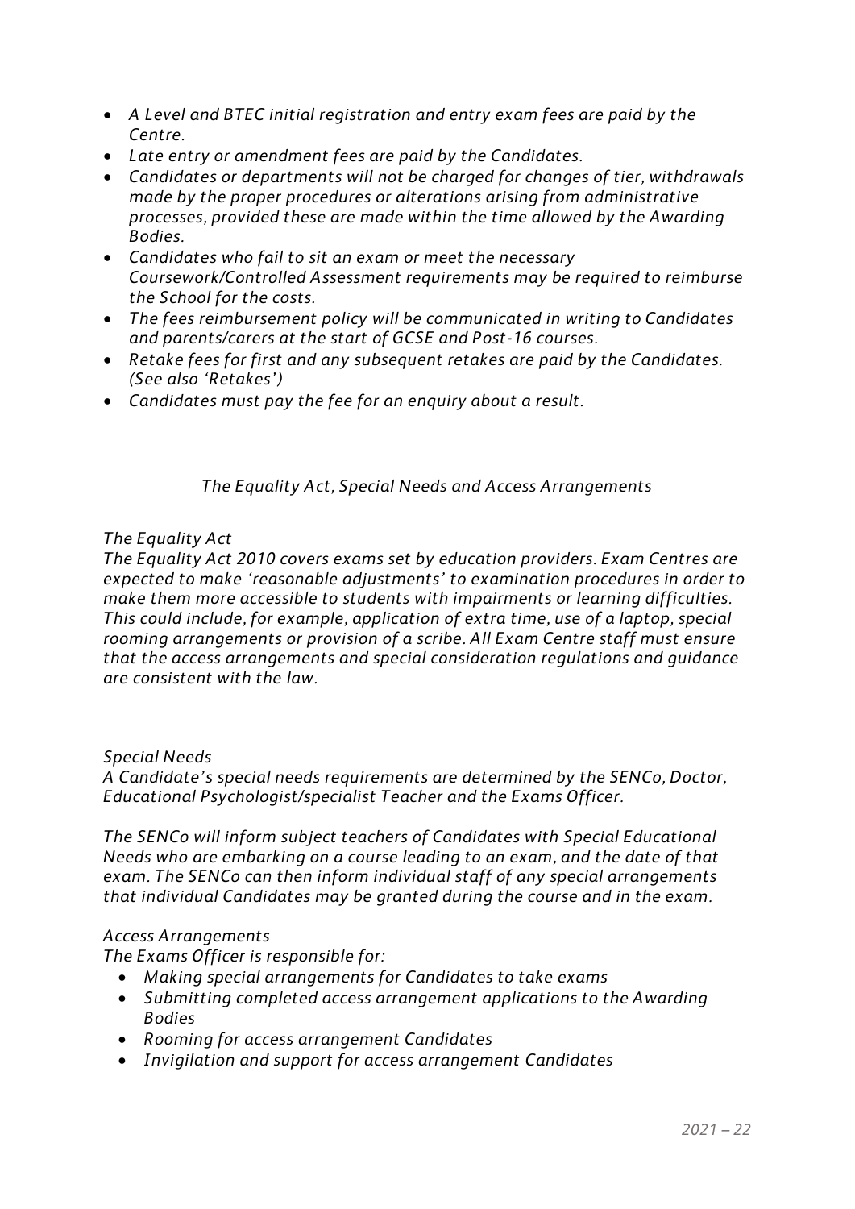- *A Level and BTEC initial registration and entry exam fees are paid by the Centre.*
- *Late entry or amendment fees are paid by the Candidates.*
- *Candidates or departments will not be charged for changes of tier, withdrawals made by the proper procedures or alterations arising from administrative processes, provided these are made within the time allowed by the Awarding Bodies.*
- *Candidates who fail to sit an exam or meet the necessary Coursework/Controlled Assessment requirements may be required to reimburse the School for the costs.*
- *The fees reimbursement policy will be communicated in writing to Candidates and parents/carers at the start of GCSE and Post-16 courses.*
- *Retake fees for first and any subsequent retakes are paid by the Candidates. (See also 'Retakes')*
- *Candidates must pay the fee for an enquiry about a result.*

## *The Equality Act, Special Needs and Access Arrangements*

### *The Equality Act*

*The Equality Act 2010 covers exams set by education providers. Exam Centres are expected to make 'reasonable adjustments' to examination procedures in order to make them more accessible to students with impairments or learning difficulties. This could include, for example, application of extra time, use of a laptop, special rooming arrangements or provision of a scribe. All Exam Centre staff must ensure that the access arrangements and special consideration regulations and guidance are consistent with the law.*

### *Special Needs*

*A Candidate's special needs requirements are determined by the SENCo, Doctor, Educational Psychologist/specialist Teacher and the Exams Officer.*

*The SENCo will inform subject teachers of Candidates with Special Educational Needs who are embarking on a course leading to an exam, and the date of that exam. The SENCo can then inform individual staff of any special arrangements that individual Candidates may be granted during the course and in the exam.*

### *Access Arrangements*

*The Exams Officer is responsible for:*

- *Making special arrangements for Candidates to take exams*
- *Submitting completed access arrangement applications to the Awarding Bodies*
- *Rooming for access arrangement Candidates*
- *Invigilation and support for access arrangement Candidates*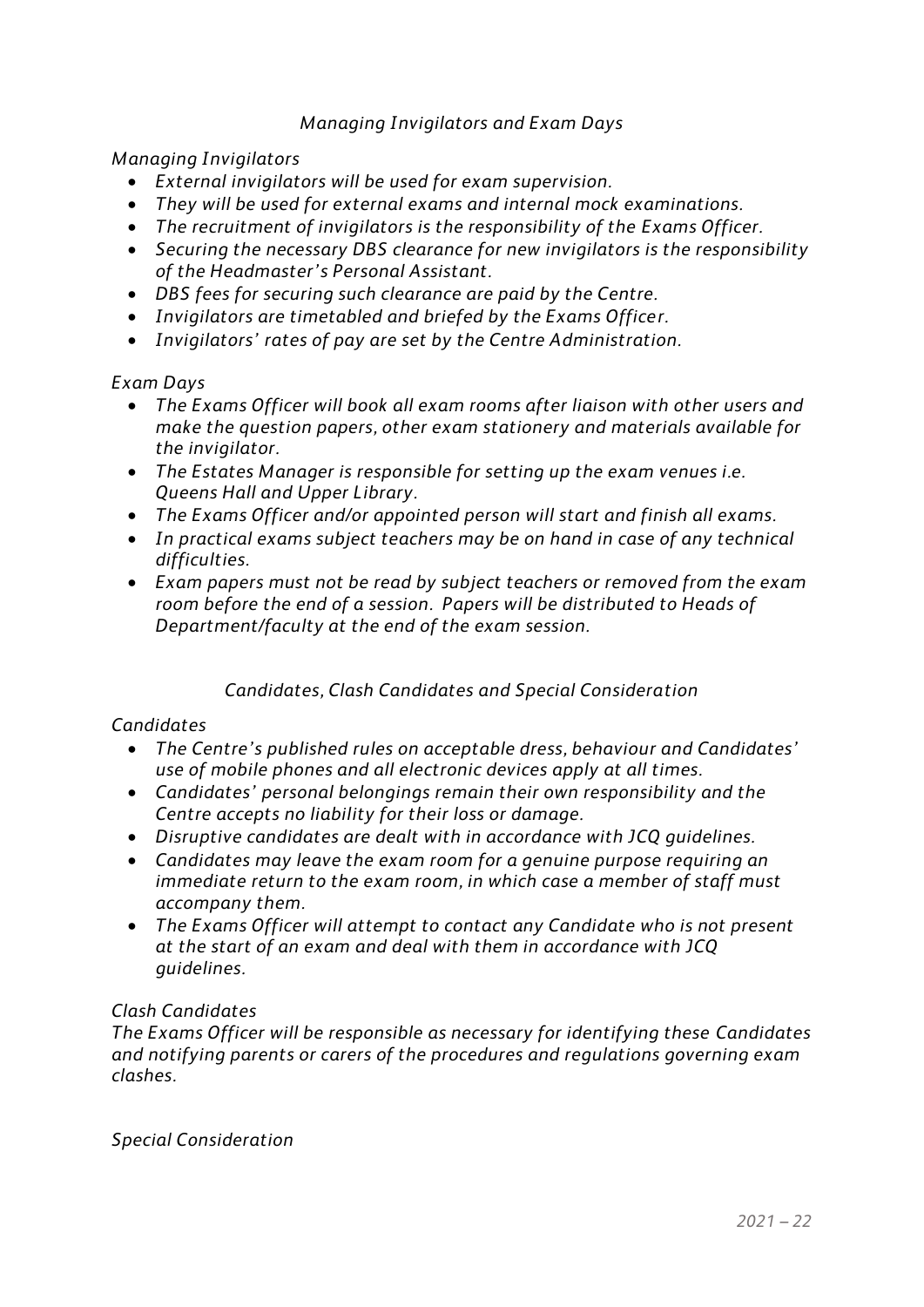## *Managing Invigilators and Exam Days*

### *Managing Invigilators*

- *External invigilators will be used for exam supervision.*
- *They will be used for external exams and internal mock examinations.*
- *The recruitment of invigilators is the responsibility of the Exams Officer.*
- *Securing the necessary DBS clearance for new invigilators is the responsibility of the Headmaster's Personal Assistant.*
- *DBS fees for securing such clearance are paid by the Centre.*
- *Invigilators are timetabled and briefed by the Exams Officer.*
- *Invigilators' rates of pay are set by the Centre Administration.*

### *Exam Days*

- *The Exams Officer will book all exam rooms after liaison with other users and make the question papers, other exam stationery and materials available for the invigilator.*
- *The Estates Manager is responsible for setting up the exam venues i.e. Queens Hall and Upper Library.*
- *The Exams Officer and/or appointed person will start and finish all exams.*
- *In practical exams subject teachers may be on hand in case of any technical difficulties.*
- *Exam papers must not be read by subject teachers or removed from the exam room before the end of a session. Papers will be distributed to Heads of Department/faculty at the end of the exam session.*

## *Candidates, Clash Candidates and Special Consideration*

### *Candidates*

- *The Centre's published rules on acceptable dress, behaviour and Candidates' use of mobile phones and all electronic devices apply at all times.*
- *Candidates' personal belongings remain their own responsibility and the Centre accepts no liability for their loss or damage.*
- *Disruptive candidates are dealt with in accordance with JCQ guidelines.*
- *Candidates may leave the exam room for a genuine purpose requiring an immediate return to the exam room, in which case a member of staff must accompany them.*
- *The Exams Officer will attempt to contact any Candidate who is not present at the start of an exam and deal with them in accordance with JCQ guidelines.*

### *Clash Candidates*

*The Exams Officer will be responsible as necessary for identifying these Candidates and notifying parents or carers of the procedures and regulations governing exam clashes.*

### *Special Consideration*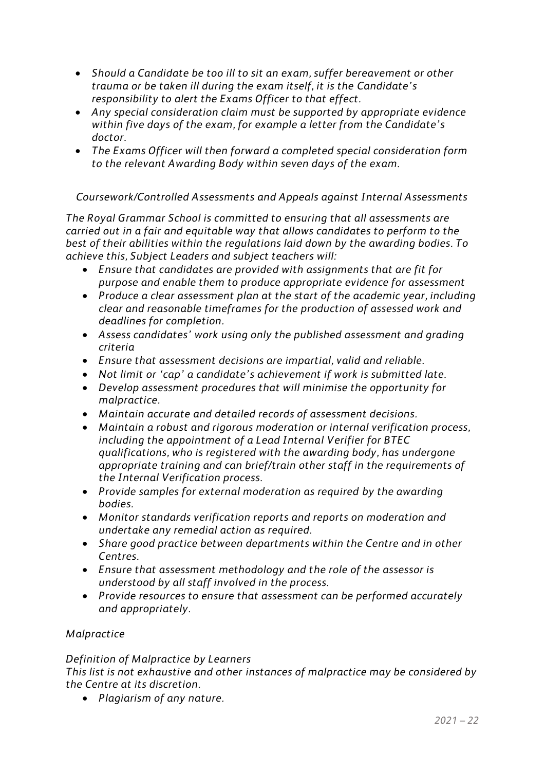- *Should a Candidate be too ill to sit an exam, suffer bereavement or other trauma or be taken ill during the exam itself, it is the Candidate's responsibility to alert the Exams Officer to that effect.*
- *Any special consideration claim must be supported by appropriate evidence within five days of the exam, for example a letter from the Candidate's doctor.*
- *The Exams Officer will then forward a completed special consideration form to the relevant Awarding Body within seven days of the exam.*

*Coursework/Controlled Assessments and Appeals against Internal Assessments*

*The Royal Grammar School is committed to ensuring that all assessments are carried out in a fair and equitable way that allows candidates to perform to the best of their abilities within the regulations laid down by the awarding bodies. To achieve this, Subject Leaders and subject teachers will:*

- *Ensure that candidates are provided with assignments that are fit for purpose and enable them to produce appropriate evidence for assessment*
- *Produce a clear assessment plan at the start of the academic year, including clear and reasonable timeframes for the production of assessed work and deadlines for completion.*
- *Assess candidates' work using only the published assessment and grading criteria*
- *Ensure that assessment decisions are impartial, valid and reliable.*
- *Not limit or 'cap' a candidate's achievement if work is submitted late.*
- *Develop assessment procedures that will minimise the opportunity for malpractice.*
- *Maintain accurate and detailed records of assessment decisions.*
- *Maintain a robust and rigorous moderation or internal verification process, including the appointment of a Lead Internal Verifier for BTEC qualifications, who is registered with the awarding body, has undergone appropriate training and can brief/train other staff in the requirements of the Internal Verification process.*
- *Provide samples for external moderation as required by the awarding bodies.*
- *Monitor standards verification reports and reports on moderation and undertake any remedial action as required.*
- *Share good practice between departments within the Centre and in other Centres.*
- *Ensure that assessment methodology and the role of the assessor is understood by all staff involved in the process.*
- *Provide resources to ensure that assessment can be performed accurately and appropriately.*

*Malpractice*

*Definition of Malpractice by Learners*

*This list is not exhaustive and other instances of malpractice may be considered by the Centre at its discretion.*

- *Plagiarism of any nature.*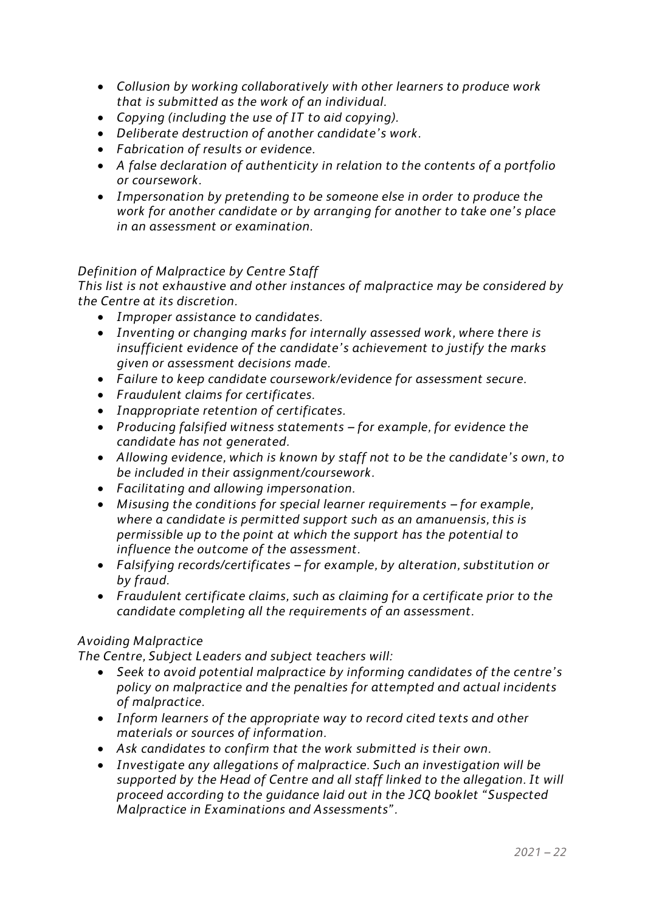- *Collusion by working collaboratively with other learners to produce work that is submitted as the work of an individual.*
- *Copying (including the use of IT to aid copying).*
- *Deliberate destruction of another candidate's work.*
- *Fabrication of results or evidence.*
- *A false declaration of authenticity in relation to the contents of a portfolio or coursework.*
- *Impersonation by pretending to be someone else in order to produce the work for another candidate or by arranging for another to take one's place in an assessment or examination.*

*Definition of Malpractice by Centre Staff*

*This list is not exhaustive and other instances of malpractice may be considered by the Centre at its discretion.*

- *Improper assistance to candidates.*
- *Inventing or changing marks for internally assessed work, where there is insufficient evidence of the candidate's achievement to justify the marks given or assessment decisions made.*
- *Failure to keep candidate coursework/evidence for assessment secure.*
- *Fraudulent claims for certificates.*
- *Inappropriate retention of certificates.*
- *Producing falsified witness statements – for example, for evidence the candidate has not generated.*
- *Allowing evidence, which is known by staff not to be the candidate's own, to be included in their assignment/coursework.*
- *Facilitating and allowing impersonation.*
- *Misusing the conditions for special learner requirements – for example, where a candidate is permitted support such as an amanuensis, this is permissible up to the point at which the support has the potential to influence the outcome of the assessment.*
- *Falsifying records/certificates – for example, by alteration, substitution or by fraud.*
- *Fraudulent certificate claims, such as claiming for a certificate prior to the candidate completing all the requirements of an assessment.*

*Avoiding Malpractice*

*The Centre, Subject Leaders and subject teachers will:*

- *Seek to avoid potential malpractice by informing candidates of the centre's policy on malpractice and the penalties for attempted and actual incidents of malpractice.*
- *Inform learners of the appropriate way to record cited texts and other materials or sources of information.*
- *Ask candidates to confirm that the work submitted is their own.*
- *Investigate any allegations of malpractice. Such an investigation will be supported by the Head of Centre and all staff linked to the allegation. It will proceed according to the guidance laid out in the JCQ booklet "Suspected Malpractice in Examinations and Assessments".*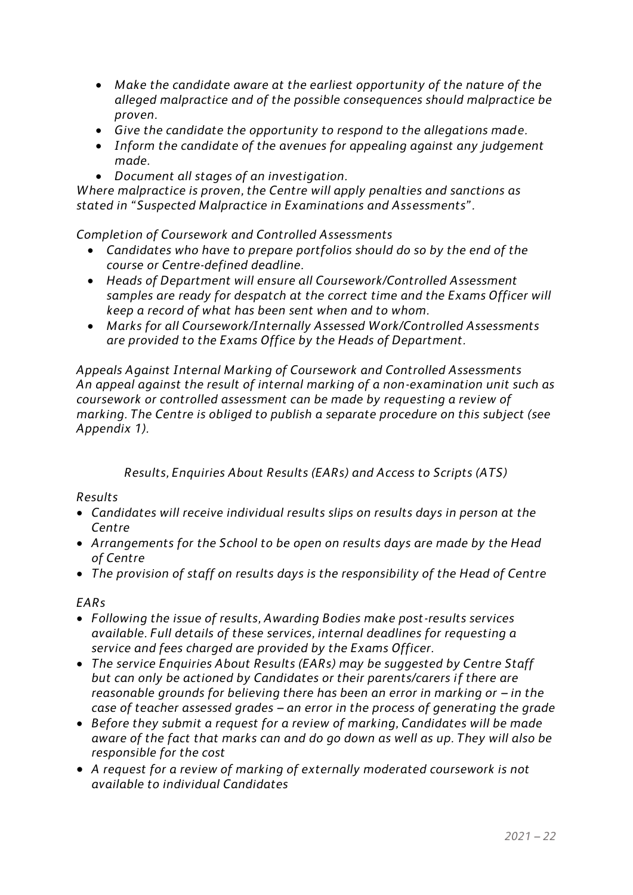- *Make the candidate aware at the earliest opportunity of the nature of the alleged malpractice and of the possible consequences should malpractice be proven.*
- *Give the candidate the opportunity to respond to the allegations made.*
- *Inform the candidate of the avenues for appealing against any judgement made.*
- *Document all stages of an investigation.*

*Where malpractice is proven, the Centre will apply penalties and sanctions as stated in "Suspected Malpractice in Examinations and Assessments".*

*Completion of Coursework and Controlled Assessments*

- *Candidates who have to prepare portfolios should do so by the end of the course or Centre-defined deadline.*
- *Heads of Department will ensure all Coursework/Controlled Assessment samples are ready for despatch at the correct time and the Exams Officer will keep a record of what has been sent when and to whom.*
- *Marks for all Coursework/Internally Assessed Work/Controlled Assessments are provided to the Exams Office by the Heads of Department.*

*Appeals Against Internal Marking of Coursework and Controlled Assessments*
*An appeal against the result of internal marking of a non-examination unit such as coursework or controlled assessment can be made by requesting a review of marking. The Centre is obliged to publish a separate procedure on this subject (see Appendix 1).*

## *Results, Enquiries About Results (EARs) and Access to Scripts (ATS)*

*Results*

- *Candidates will receive individual results slips on results days in person at the Centre*
- *Arrangements for the School to be open on results days are made by the Head of Centre*
- *The provision of staff on results days is the responsibility of the Head of Centre*

*EARs*

- *Following the issue of results, Awarding Bodies make post-results services available. Full details of these services, internal deadlines for requesting a service and fees charged are provided by the Exams Officer.*
- *The service Enquiries About Results (EARs) may be suggested by Centre Staff but can only be actioned by Candidates or their parents/carers if there are reasonable grounds for believing there has been an error in marking or – in the case of teacher assessed grades – an error in the process of generating the grade*
- *Before they submit a request for a review of marking, Candidates will be made aware of the fact that marks can and do go down as well as up. They will also be responsible for the cost*
- *A request for a review of marking of externally moderated coursework is not available to individual Candidates*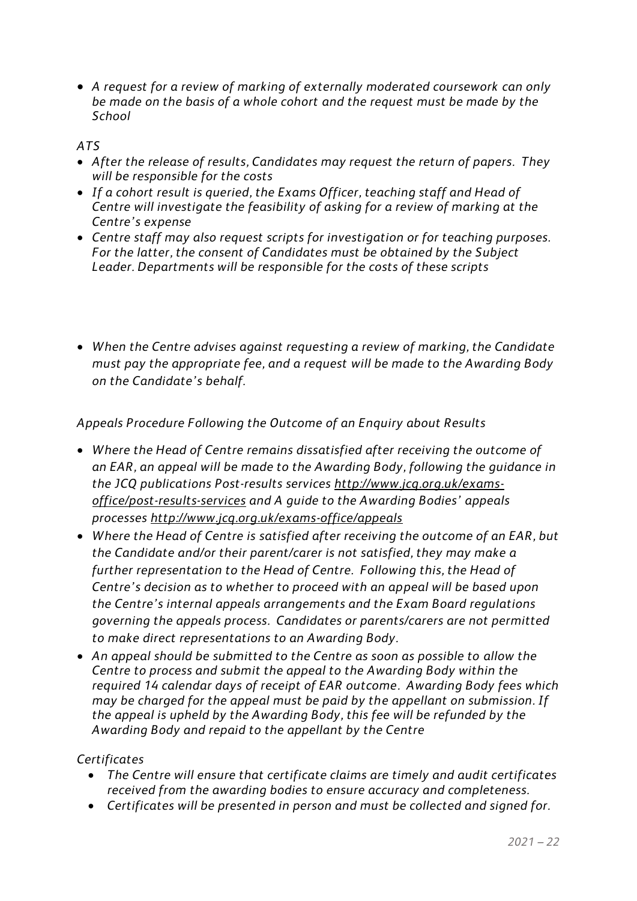- *A request for a review of marking of externally moderated coursework can only be made on the basis of a whole cohort and the request must be made by the School*

*ATS*

- *After the release of results, Candidates may request the return of papers. They will be responsible for the costs*
- *If a cohort result is queried, the Exams Officer, teaching staff and Head of Centre will investigate the feasibility of asking for a review of marking at the Centre's expense*
- *Centre staff may also request scripts for investigation or for teaching purposes. For the latter, the consent of Candidates must be obtained by the Subject Leader. Departments will be responsible for the costs of these scripts*

- *When the Centre advises against requesting a review of marking, the Candidate must pay the appropriate fee, and a request will be made to the Awarding Body on the Candidate's behalf.*

*Appeals Procedure Following the Outcome of an Enquiry about Results*

- *Where the Head of Centre remains dissatisfied after receiving the outcome of an EAR, an appeal will be made to the Awarding Body, following the guidance in the JCQ publications Post-results services http://www.jcq.org.uk/exams-office/post-results-services and A guide to the Awarding Bodies' appeals processes http://www.jcq.org.uk/exams-office/appeals*
- *Where the Head of Centre is satisfied after receiving the outcome of an EAR, but the Candidate and/or their parent/carer is not satisfied, they may make a further representation to the Head of Centre. Following this, the Head of Centre's decision as to whether to proceed with an appeal will be based upon the Centre's internal appeals arrangements and the Exam Board regulations governing the appeals process. Candidates or parents/carers are not permitted to make direct representations to an Awarding Body.*
- *An appeal should be submitted to the Centre as soon as possible to allow the Centre to process and submit the appeal to the Awarding Body within the required 14 calendar days of receipt of EAR outcome. Awarding Body fees which may be charged for the appeal must be paid by the appellant on submission. If the appeal is upheld by the Awarding Body, this fee will be refunded by the Awarding Body and repaid to the appellant by the Centre*

*Certificates*

- *The Centre will ensure that certificate claims are timely and audit certificates received from the awarding bodies to ensure accuracy and completeness.*
- *Certificates will be presented in person and must be collected and signed for.*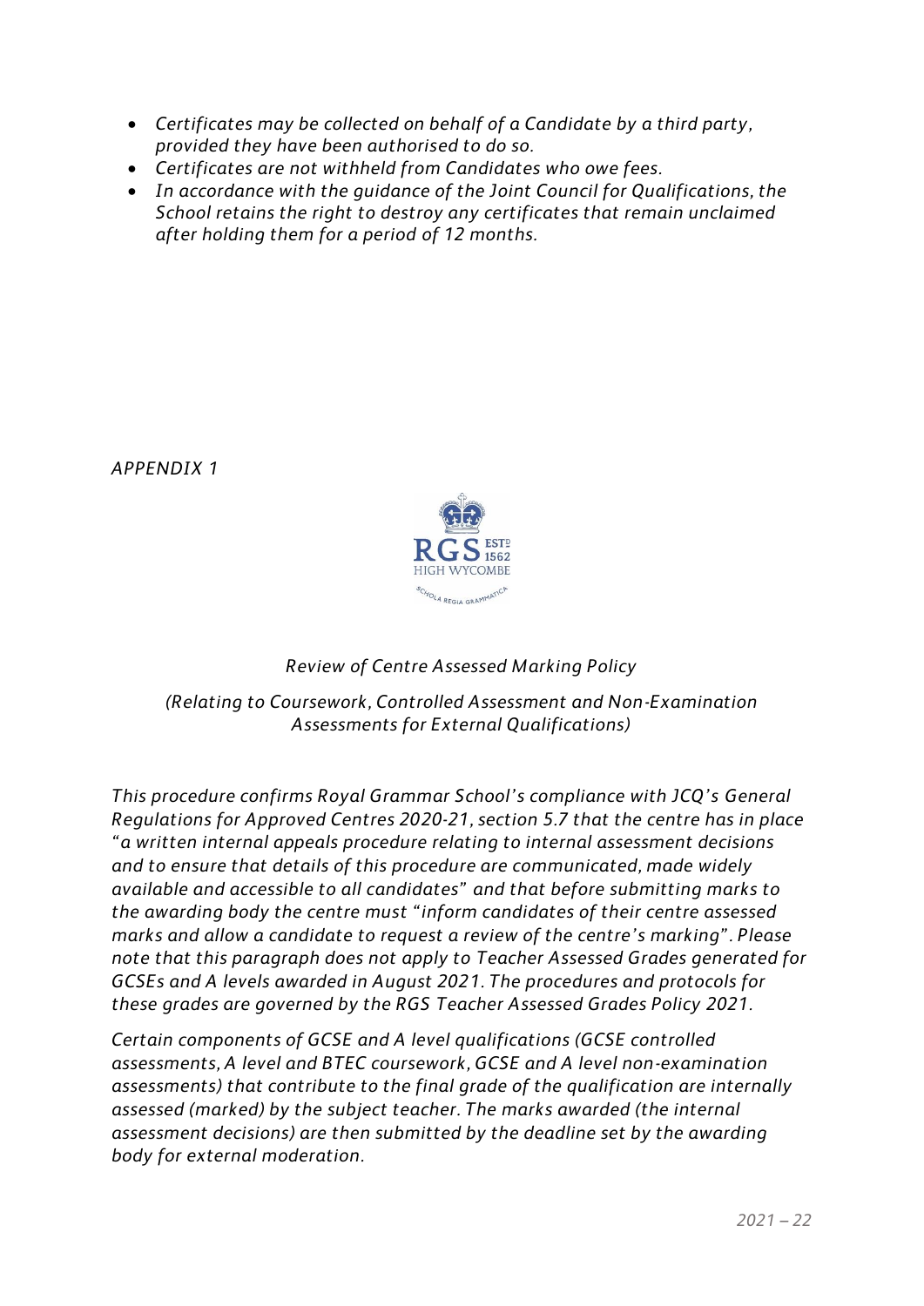- *Certificates may be collected on behalf of a Candidate by a third party, provided they have been authorised to do so.*
- *Certificates are not withheld from Candidates who owe fees.*
- *In accordance with the guidance of the Joint Council for Qualifications, the School retains the right to destroy any certificates that remain unclaimed after holding them for a period of 12 months.*

*APPENDIX 1*

RGS ESTD 1562 HIGH WYCOMBE SCHOLA REGIA GRAMMATICA

## *Review of Centre Assessed Marking Policy*

*(Relating to Coursework, Controlled Assessment and Non-Examination Assessments for External Qualifications)*

*This procedure confirms Royal Grammar School's compliance with JCQ's General Regulations for Approved Centres 2020-21, section 5.7 that the centre has in place "a written internal appeals procedure relating to internal assessment decisions and to ensure that details of this procedure are communicated, made widely available and accessible to all candidates" and that before submitting marks to the awarding body the centre must "inform candidates of their centre assessed marks and allow a candidate to request a review of the centre's marking". Please note that this paragraph does not apply to Teacher Assessed Grades generated for GCSEs and A levels awarded in August 2021. The procedures and protocols for these grades are governed by the RGS Teacher Assessed Grades Policy 2021.*

*Certain components of GCSE and A level qualifications (GCSE controlled assessments, A level and BTEC coursework, GCSE and A level non-examination assessments) that contribute to the final grade of the qualification are internally assessed (marked) by the subject teacher. The marks awarded (the internal assessment decisions) are then submitted by the deadline set by the awarding body for external moderation.*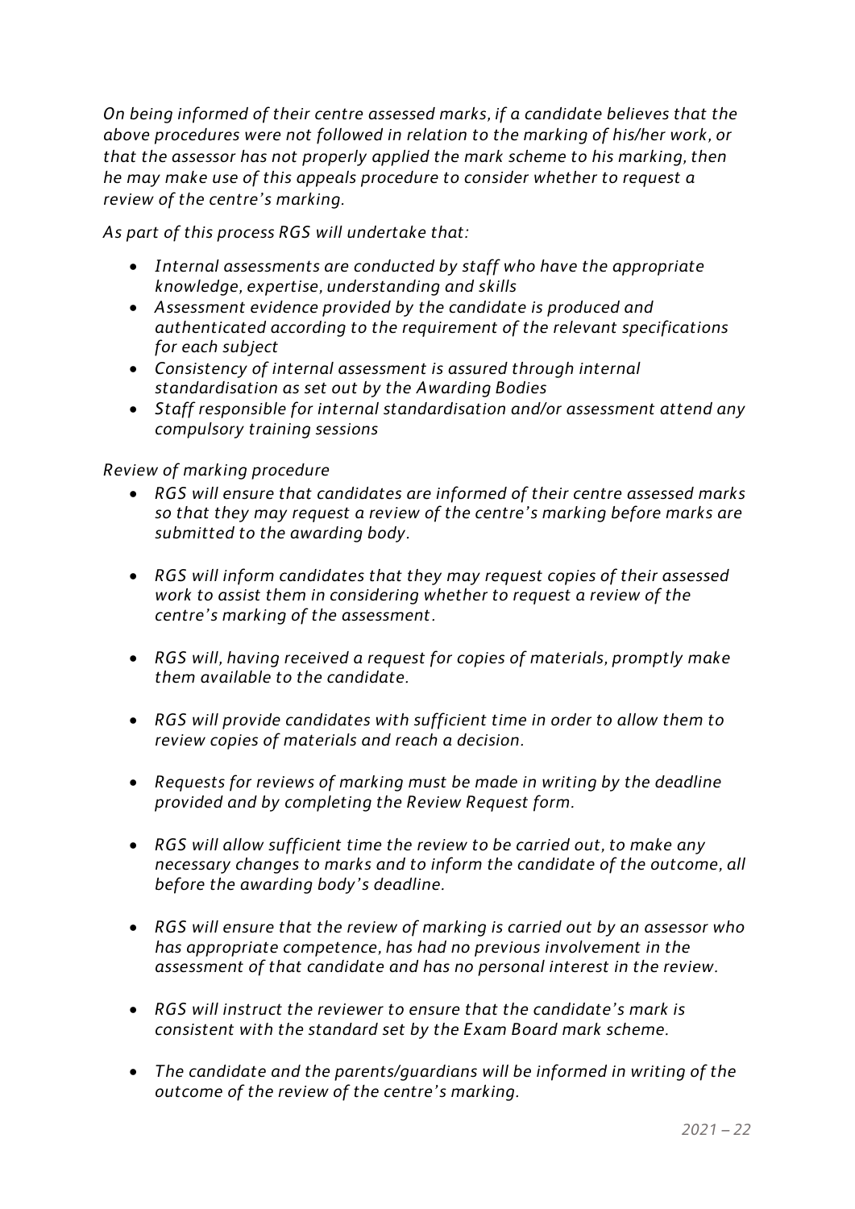*On being informed of their centre assessed marks, if a candidate believes that the above procedures were not followed in relation to the marking of his/her work, or that the assessor has not properly applied the mark scheme to his marking, then he may make use of this appeals procedure to consider whether to request a review of the centre's marking.*

*As part of this process RGS will undertake that:*

- *Internal assessments are conducted by staff who have the appropriate knowledge, expertise, understanding and skills*
- *Assessment evidence provided by the candidate is produced and authenticated according to the requirement of the relevant specifications for each subject*
- *Consistency of internal assessment is assured through internal standardisation as set out by the Awarding Bodies*
- *Staff responsible for internal standardisation and/or assessment attend any compulsory training sessions*

*Review of marking procedure*

- *RGS will ensure that candidates are informed of their centre assessed marks so that they may request a review of the centre's marking before marks are submitted to the awarding body.*
- *RGS will inform candidates that they may request copies of their assessed work to assist them in considering whether to request a review of the centre's marking of the assessment.*
- *RGS will, having received a request for copies of materials, promptly make them available to the candidate.*
- *RGS will provide candidates with sufficient time in order to allow them to review copies of materials and reach a decision.*
- *Requests for reviews of marking must be made in writing by the deadline provided and by completing the Review Request form.*
- *RGS will allow sufficient time the review to be carried out, to make any necessary changes to marks and to inform the candidate of the outcome, all before the awarding body's deadline.*
- *RGS will ensure that the review of marking is carried out by an assessor who has appropriate competence, has had no previous involvement in the assessment of that candidate and has no personal interest in the review.*
- *RGS will instruct the reviewer to ensure that the candidate's mark is consistent with the standard set by the Exam Board mark scheme.*
- *The candidate and the parents/guardians will be informed in writing of the outcome of the review of the centre's marking.*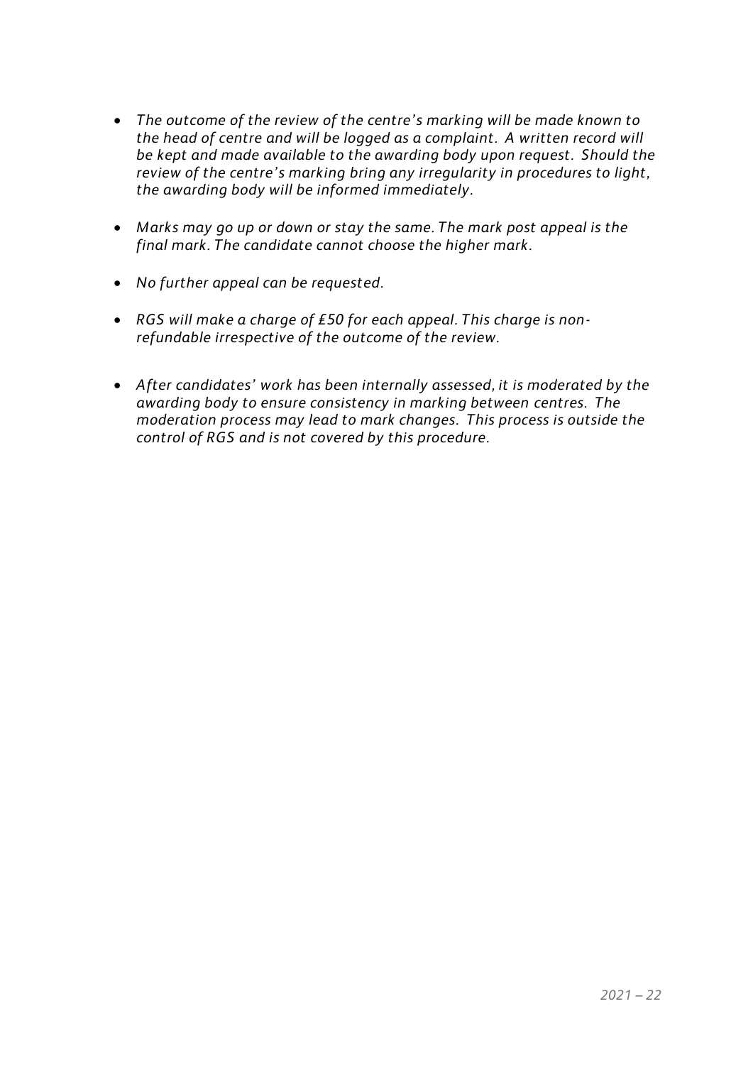- *The outcome of the review of the centre's marking will be made known to the head of centre and will be logged as a complaint. A written record will be kept and made available to the awarding body upon request. Should the review of the centre's marking bring any irregularity in procedures to light, the awarding body will be informed immediately.*

- *Marks may go up or down or stay the same. The mark post appeal is the final mark. The candidate cannot choose the higher mark.*

- *No further appeal can be requested.*

- *RGS will make a charge of £50 for each appeal. This charge is non-refundable irrespective of the outcome of the review.*

- *After candidates' work has been internally assessed, it is moderated by the awarding body to ensure consistency in marking between centres. The moderation process may lead to mark changes. This process is outside the control of RGS and is not covered by this procedure.*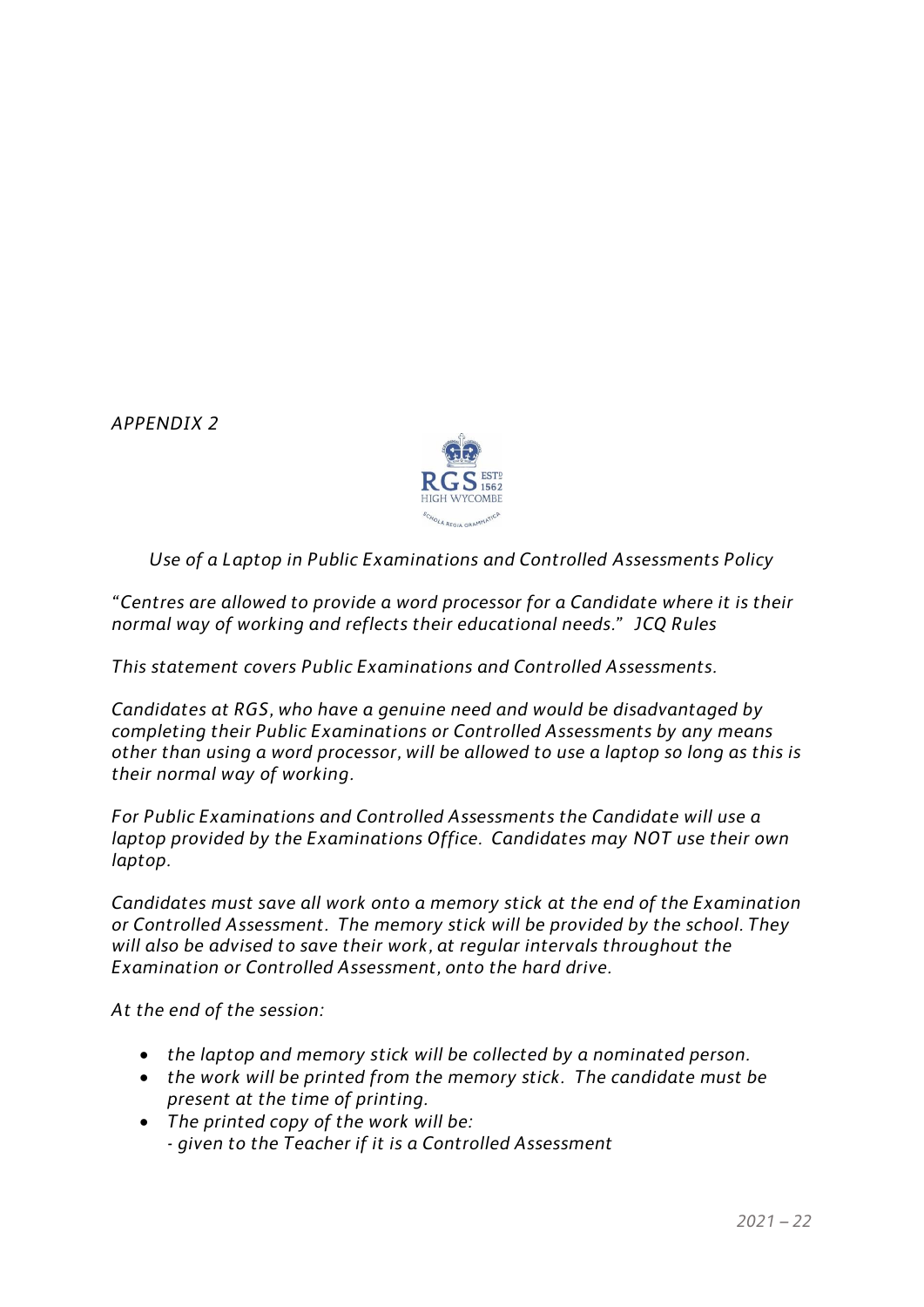*APPENDIX 2*

*Use of a Laptop in Public Examinations and Controlled Assessments Policy*

*"Centres are allowed to provide a word processor for a Candidate where it is their normal way of working and reflects their educational needs." JCQ Rules*

*This statement covers Public Examinations and Controlled Assessments.*

*Candidates at RGS, who have a genuine need and would be disadvantaged by completing their Public Examinations or Controlled Assessments by any means other than using a word processor, will be allowed to use a laptop so long as this is their normal way of working.*

*For Public Examinations and Controlled Assessments the Candidate will use a laptop provided by the Examinations Office. Candidates may NOT use their own laptop.*

*Candidates must save all work onto a memory stick at the end of the Examination or Controlled Assessment. The memory stick will be provided by the school. They will also be advised to save their work, at regular intervals throughout the Examination or Controlled Assessment, onto the hard drive.*

*At the end of the session:*

- *the laptop and memory stick will be collected by a nominated person.*
- *the work will be printed from the memory stick. The candidate must be present at the time of printing.*
- *The printed copy of the work will be:*
  *- given to the Teacher if it is a Controlled Assessment*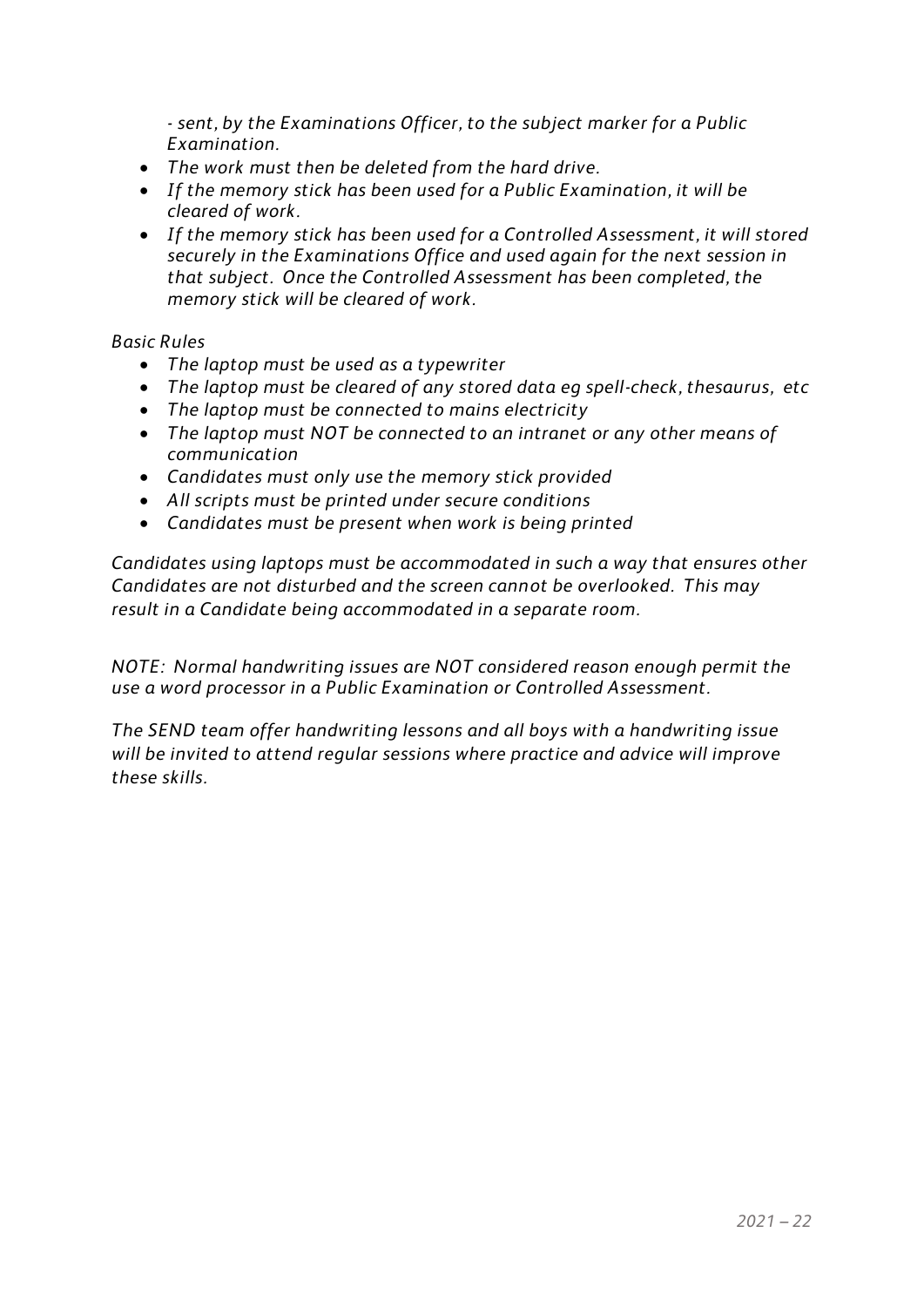*- sent, by the Examinations Officer, to the subject marker for a Public Examination.*

- *The work must then be deleted from the hard drive.*
- *If the memory stick has been used for a Public Examination, it will be cleared of work.*
- *If the memory stick has been used for a Controlled Assessment, it will stored securely in the Examinations Office and used again for the next session in that subject. Once the Controlled Assessment has been completed, the memory stick will be cleared of work.*

*Basic Rules*

- *The laptop must be used as a typewriter*
- *The laptop must be cleared of any stored data eg spell-check, thesaurus, etc*
- *The laptop must be connected to mains electricity*
- *The laptop must NOT be connected to an intranet or any other means of communication*
- *Candidates must only use the memory stick provided*
- *All scripts must be printed under secure conditions*
- *Candidates must be present when work is being printed*

*Candidates using laptops must be accommodated in such a way that ensures other Candidates are not disturbed and the screen cannot be overlooked. This may result in a Candidate being accommodated in a separate room.*

*NOTE: Normal handwriting issues are NOT considered reason enough permit the use a word processor in a Public Examination or Controlled Assessment.*

*The SEND team offer handwriting lessons and all boys with a handwriting issue will be invited to attend regular sessions where practice and advice will improve these skills.*